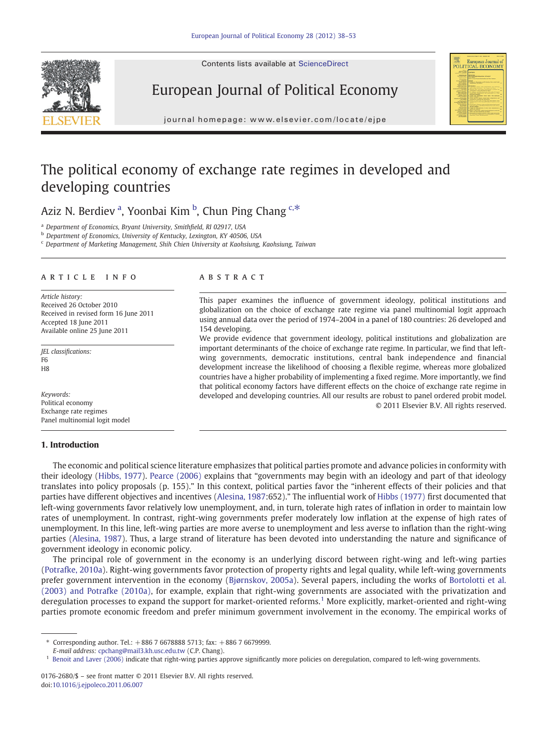# The political economy of exchange rate regimes in developed and developing countries

Aziz N. Berdiev [a], Yoonbai Kim [b], Chun Ping Chang [c,*]

[a] Department of Economics, Bryant University, Smithfield, RI 02917, USA

[b] Department of Economics, University of Kentucky, Lexington, KY 40506, USA

[c] Department of Marketing Management, Shih Chien University at Kaohsiung, Kaohsiung, Taiwan

## ARTICLE INFO

*Article history:*
Received 26 October 2010
Received in revised form 16 June 2011
Accepted 18 June 2011
Available online 25 June 2011

*JEL classifications:*
F6
H8

*Keywords:*
Political economy
Exchange rate regimes
Panel multinomial logit model

## ABSTRACT

This paper examines the influence of government ideology, political institutions and globalization on the choice of exchange rate regime via panel multinomial logit approach using annual data over the period of 1974–2004 in a panel of 180 countries: 26 developed and 154 developing.

We provide evidence that government ideology, political institutions and globalization are important determinants of the choice of exchange rate regime. In particular, we find that left-wing governments, democratic institutions, central bank independence and financial development increase the likelihood of choosing a flexible regime, whereas more globalized countries have a higher probability of implementing a fixed regime. More importantly, we find that political economy factors have different effects on the choice of exchange rate regime in developed and developing countries. All our results are robust to panel ordered probit model.

© 2011 Elsevier B.V. All rights reserved.

## 1. Introduction

The economic and political science literature emphasizes that political parties promote and advance policies in conformity with their ideology (Hibbs, 1977). Pearce (2006) explains that "governments may begin with an ideology and part of that ideology translates into policy proposals (p. 155)." In this context, political parties favor the "inherent effects of their policies and that parties have different objectives and incentives (Alesina, 1987:652)." The influential work of Hibbs (1977) first documented that left-wing governments favor relatively low unemployment, and, in turn, tolerate high rates of inflation in order to maintain low rates of unemployment. In contrast, right-wing governments prefer moderately low inflation at the expense of high rates of unemployment. In this line, left-wing parties are more averse to unemployment and less averse to inflation than the right-wing parties (Alesina, 1987). Thus, a large strand of literature has been devoted into understanding the nature and significance of government ideology in economic policy.

The principal role of government in the economy is an underlying discord between right-wing and left-wing parties (Potrafke, 2010a). Right-wing governments favor protection of property rights and legal quality, while left-wing governments prefer government intervention in the economy (Bjørnskov, 2005a). Several papers, including the works of Bortolotti et al. (2003) and Potrafke (2010a), for example, explain that right-wing governments are associated with the privatization and deregulation processes to expand the support for market-oriented reforms.[1] More explicitly, market-oriented and right-wing parties promote economic freedom and prefer minimum government involvement in the economy. The empirical works of

* Corresponding author. Tel.: +886 7 6678888 5713; fax: +886 7 6679999.
*E-mail address:* cpchang@mail3.kh.usc.edu.tw (C.P. Chang).

[1] Benoit and Laver (2006) indicate that right-wing parties approve significantly more policies on deregulation, compared to left-wing governments.

0176-2680/$ – see front matter © 2011 Elsevier B.V. All rights reserved.
doi:10.1016/j.ejpoleco.2011.06.007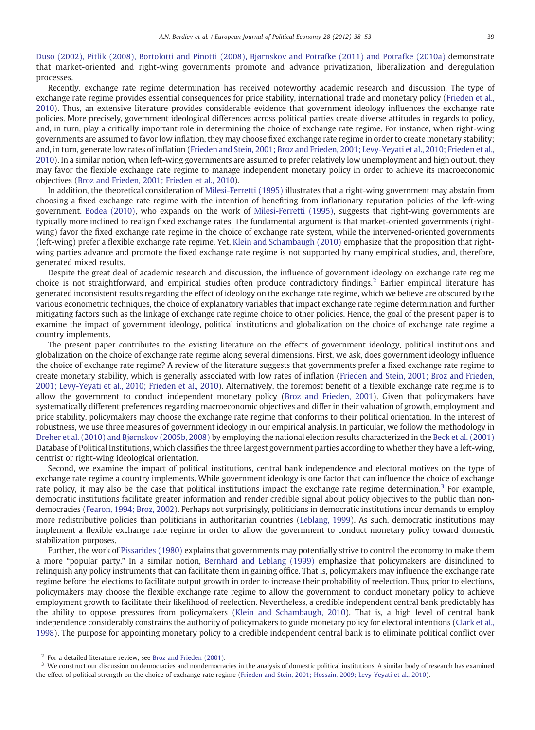Duso (2002), Pitlik (2008), Bortolotti and Pinotti (2008), Bjørnskov and Potrafke (2011) and Potrafke (2010a) demonstrate that market-oriented and right-wing governments promote and advance privatization, liberalization and deregulation processes.

Recently, exchange rate regime determination has received noteworthy academic research and discussion. The type of exchange rate regime provides essential consequences for price stability, international trade and monetary policy (Frieden et al., 2010). Thus, an extensive literature provides considerable evidence that government ideology influences the exchange rate policies. More precisely, government ideological differences across political parties create diverse attitudes in regards to policy, and, in turn, play a critically important role in determining the choice of exchange rate regime. For instance, when right-wing governments are assumed to favor low inflation, they may choose fixed exchange rate regime in order to create monetary stability; and, in turn, generate low rates of inflation (Frieden and Stein, 2001; Broz and Frieden, 2001; Levy-Yeyati et al., 2010; Frieden et al., 2010). In a similar notion, when left-wing governments are assumed to prefer relatively low unemployment and high output, they may favor the flexible exchange rate regime to manage independent monetary policy in order to achieve its macroeconomic objectives (Broz and Frieden, 2001; Frieden et al., 2010).

In addition, the theoretical consideration of Milesi-Ferretti (1995) illustrates that a right-wing government may abstain from choosing a fixed exchange rate regime with the intention of benefiting from inflationary reputation policies of the left-wing government. Bodea (2010), who expands on the work of Milesi-Ferretti (1995), suggests that right-wing governments are typically more inclined to realign fixed exchange rates. The fundamental argument is that market-oriented governments (right-wing) favor the fixed exchange rate regime in the choice of exchange rate system, while the intervened-oriented governments (left-wing) prefer a flexible exchange rate regime. Yet, Klein and Schambaugh (2010) emphasize that the proposition that right-wing parties advance and promote the fixed exchange rate regime is not supported by many empirical studies, and, therefore, generated mixed results.

Despite the great deal of academic research and discussion, the influence of government ideology on exchange rate regime choice is not straightforward, and empirical studies often produce contradictory findings.[2] Earlier empirical literature has generated inconsistent results regarding the effect of ideology on the exchange rate regime, which we believe are obscured by the various econometric techniques, the choice of explanatory variables that impact exchange rate regime determination and further mitigating factors such as the linkage of exchange rate regime choice to other policies. Hence, the goal of the present paper is to examine the impact of government ideology, political institutions and globalization on the choice of exchange rate regime a country implements.

The present paper contributes to the existing literature on the effects of government ideology, political institutions and globalization on the choice of exchange rate regime along several dimensions. First, we ask, does government ideology influence the choice of exchange rate regime? A review of the literature suggests that governments prefer a fixed exchange rate regime to create monetary stability, which is generally associated with low rates of inflation (Frieden and Stein, 2001; Broz and Frieden, 2001; Levy-Yeyati et al., 2010; Frieden et al., 2010). Alternatively, the foremost benefit of a flexible exchange rate regime is to allow the government to conduct independent monetary policy (Broz and Frieden, 2001). Given that policymakers have systematically different preferences regarding macroeconomic objectives and differ in their valuation of growth, employment and price stability, policymakers may choose the exchange rate regime that conforms to their political orientation. In the interest of robustness, we use three measures of government ideology in our empirical analysis. In particular, we follow the methodology in Dreher et al. (2010) and Bjørnskov (2005b, 2008) by employing the national election results characterized in the Beck et al. (2001) Database of Political Institutions, which classifies the three largest government parties according to whether they have a left-wing, centrist or right-wing ideological orientation.

Second, we examine the impact of political institutions, central bank independence and electoral motives on the type of exchange rate regime a country implements. While government ideology is one factor that can influence the choice of exchange rate policy, it may also be the case that political institutions impact the exchange rate regime determination.[3] For example, democratic institutions facilitate greater information and render credible signal about policy objectives to the public than non-democracies (Fearon, 1994; Broz, 2002). Perhaps not surprisingly, politicians in democratic institutions incur demands to employ more redistributive policies than politicians in authoritarian countries (Leblang, 1999). As such, democratic institutions may implement a flexible exchange rate regime in order to allow the government to conduct monetary policy toward domestic stabilization purposes.

Further, the work of Pissarides (1980) explains that governments may potentially strive to control the economy to make them a more "popular party." In a similar notion, Bernhard and Leblang (1999) emphasize that policymakers are disinclined to relinquish any policy instruments that can facilitate them in gaining office. That is, policymakers may influence the exchange rate regime before the elections to facilitate output growth in order to increase their probability of reelection. Thus, prior to elections, policymakers may choose the flexible exchange rate regime to allow the government to conduct monetary policy to achieve employment growth to facilitate their likelihood of reelection. Nevertheless, a credible independent central bank predictably has the ability to oppose pressures from policymakers (Klein and Schambaugh, 2010). That is, a high level of central bank independence considerably constrains the authority of policymakers to guide monetary policy for electoral intentions (Clark et al., 1998). The purpose for appointing monetary policy to a credible independent central bank is to eliminate political conflict over

[2] For a detailed literature review, see Broz and Frieden (2001).

[3] We construct our discussion on democracies and nondemocracies in the analysis of domestic political institutions. A similar body of research has examined the effect of political strength on the choice of exchange rate regime (Frieden and Stein, 2001; Hossain, 2009; Levy-Yeyati et al., 2010).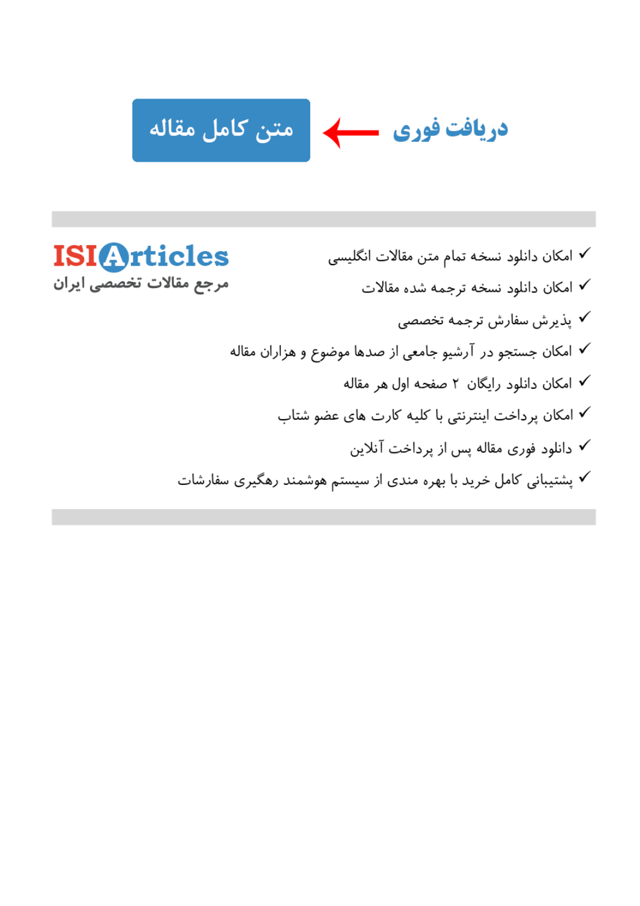دریافت فوری ← **متن کامل مقاله**

**ISIArticles**

مرجع مقالات تخصصی ایران

- ✓ امکان دانلود نسخه تمام متن مقالات انگلیسی
- ✓ امکان دانلود نسخه ترجمه شده مقالات
- ✓ پذیرش سفارش ترجمه تخصصی
- ✓ امکان جستجو در آرشیو جامعی از صدها موضوع و هزاران مقاله
- ✓ امکان دانلود رایگان ۲ صفحه اول هر مقاله
- ✓ امکان پرداخت اینترنتی با کلیه کارت های عضو شتاب
- ✓ دانلود فوری مقاله پس از پرداخت آنلاین
- ✓ پشتیبانی کامل خرید با بهره مندی از سیستم هوشمند رهگیری سفارشات